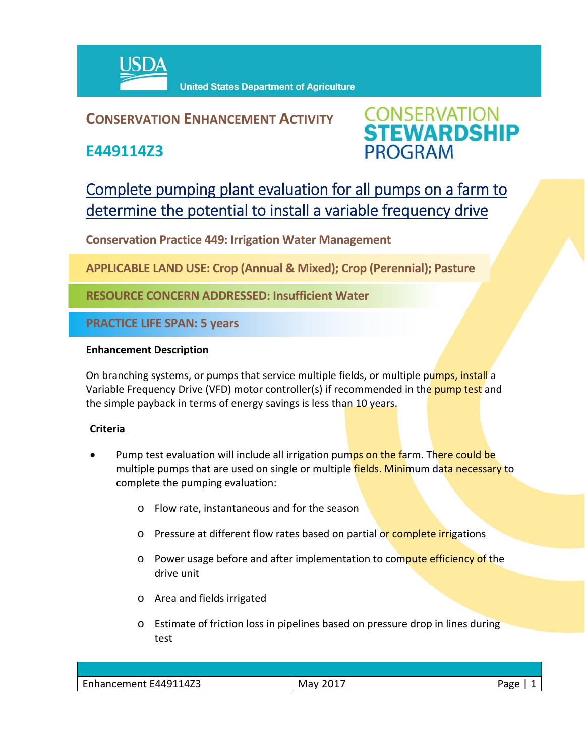United States Department of Agriculture

# CONSERVATION ENHANCEMENT ACTIVITY

## E449114Z3

CONSERVATION STEWARDSHIP PROGRAM

# Complete pumping plant evaluation for all pumps on a farm to determine the potential to install a variable frequency drive

**Conservation Practice 449: Irrigation Water Management**

**APPLICABLE LAND USE: Crop (Annual & Mixed); Crop (Perennial); Pasture**

**RESOURCE CONCERN ADDRESSED: Insufficient Water**

**PRACTICE LIFE SPAN: 5 years**

### Enhancement Description

On branching systems, or pumps that service multiple fields, or multiple pumps, install a Variable Frequency Drive (VFD) motor controller(s) if recommended in the pump test and the simple payback in terms of energy savings is less than 10 years.

### Criteria

- Pump test evaluation will include all irrigation pumps on the farm. There could be multiple pumps that are used on single or multiple fields. Minimum data necessary to complete the pumping evaluation:
  - Flow rate, instantaneous and for the season
  - Pressure at different flow rates based on partial or complete irrigations
  - Power usage before and after implementation to compute efficiency of the drive unit
  - Area and fields irrigated
  - Estimate of friction loss in pipelines based on pressure drop in lines during test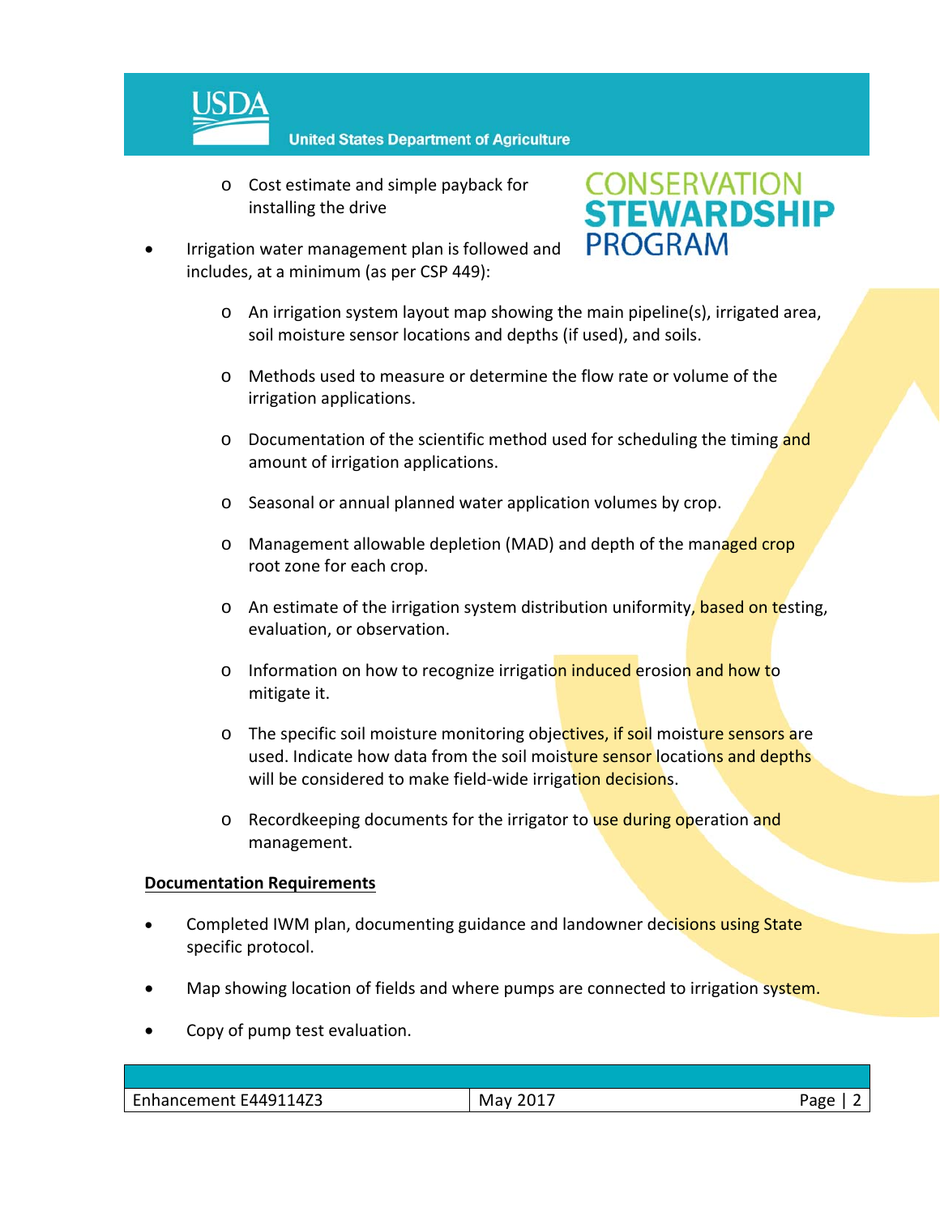- Cost estimate and simple payback for installing the drive

- Irrigation water management plan is followed and includes, at a minimum (as per CSP 449):
    - An irrigation system layout map showing the main pipeline(s), irrigated area, soil moisture sensor locations and depths (if used), and soils.
    - Methods used to measure or determine the flow rate or volume of the irrigation applications.
    - Documentation of the scientific method used for scheduling the timing and amount of irrigation applications.
    - Seasonal or annual planned water application volumes by crop.
    - Management allowable depletion (MAD) and depth of the managed crop root zone for each crop.
    - An estimate of the irrigation system distribution uniformity, based on testing, evaluation, or observation.
    - Information on how to recognize irrigation induced erosion and how to mitigate it.
    - The specific soil moisture monitoring objectives, if soil moisture sensors are used. Indicate how data from the soil moisture sensor locations and depths will be considered to make field-wide irrigation decisions.
    - Recordkeeping documents for the irrigator to use during operation and management.

**Documentation Requirements**

- Completed IWM plan, documenting guidance and landowner decisions using State specific protocol.
- Map showing location of fields and where pumps are connected to irrigation system.
- Copy of pump test evaluation.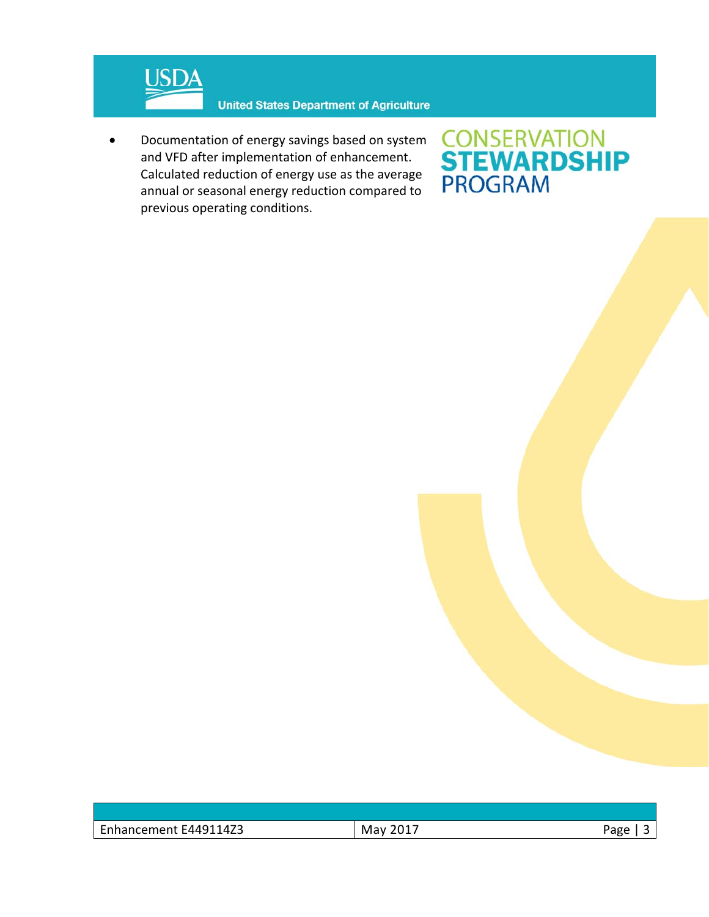- Documentation of energy savings based on system and VFD after implementation of enhancement. Calculated reduction of energy use as the average annual or seasonal energy reduction compared to previous operating conditions.